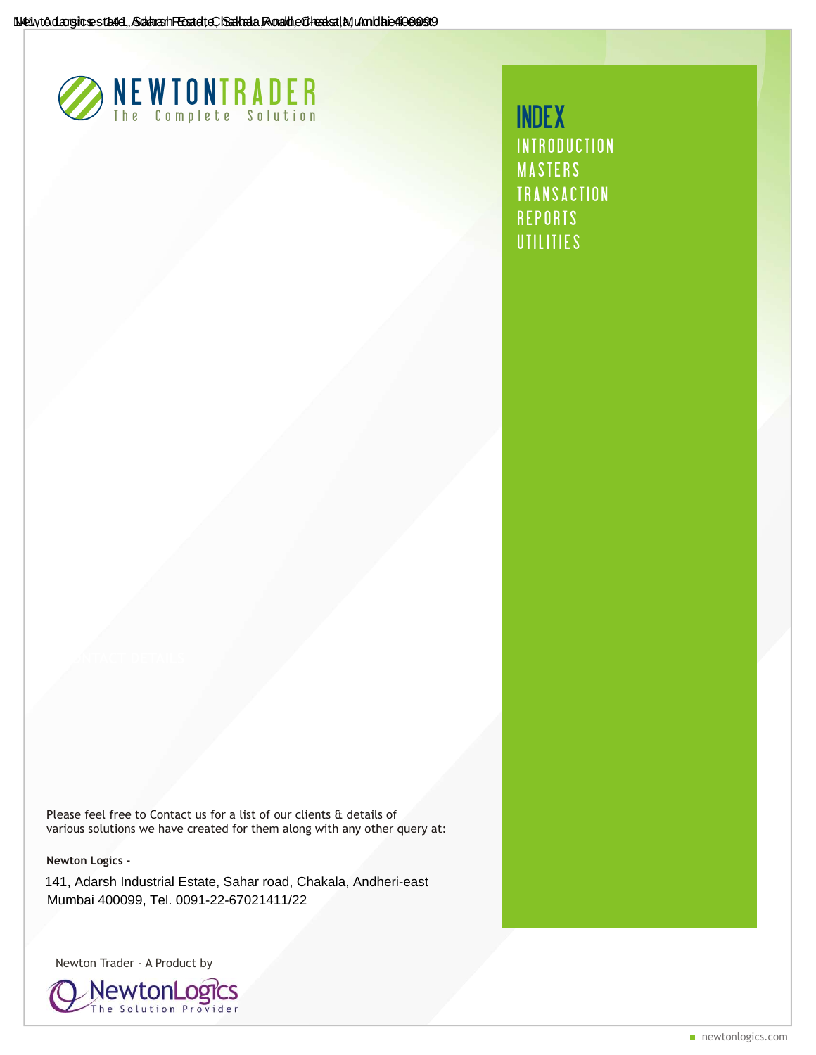# NEWTONTRADER

The Complete Solution

## INDEX

- INTRODUCTION
- MASTERS
- TRANSACTION
- REPORTS
- UTILITIES

CONTACT DETAILS

Please feel free to Contact us for a list of our clients & details of various solutions we have created for them along with any other query at:

**Newton Logics -**

141, Adarsh Industrial Estate, Sahar road, Chakala, Andheri-east
Mumbai 400099, Tel. 0091-22-67021411/22

Newton Trader - A Product by

NewtonLogics
The Solution Provider

newtonlogics.com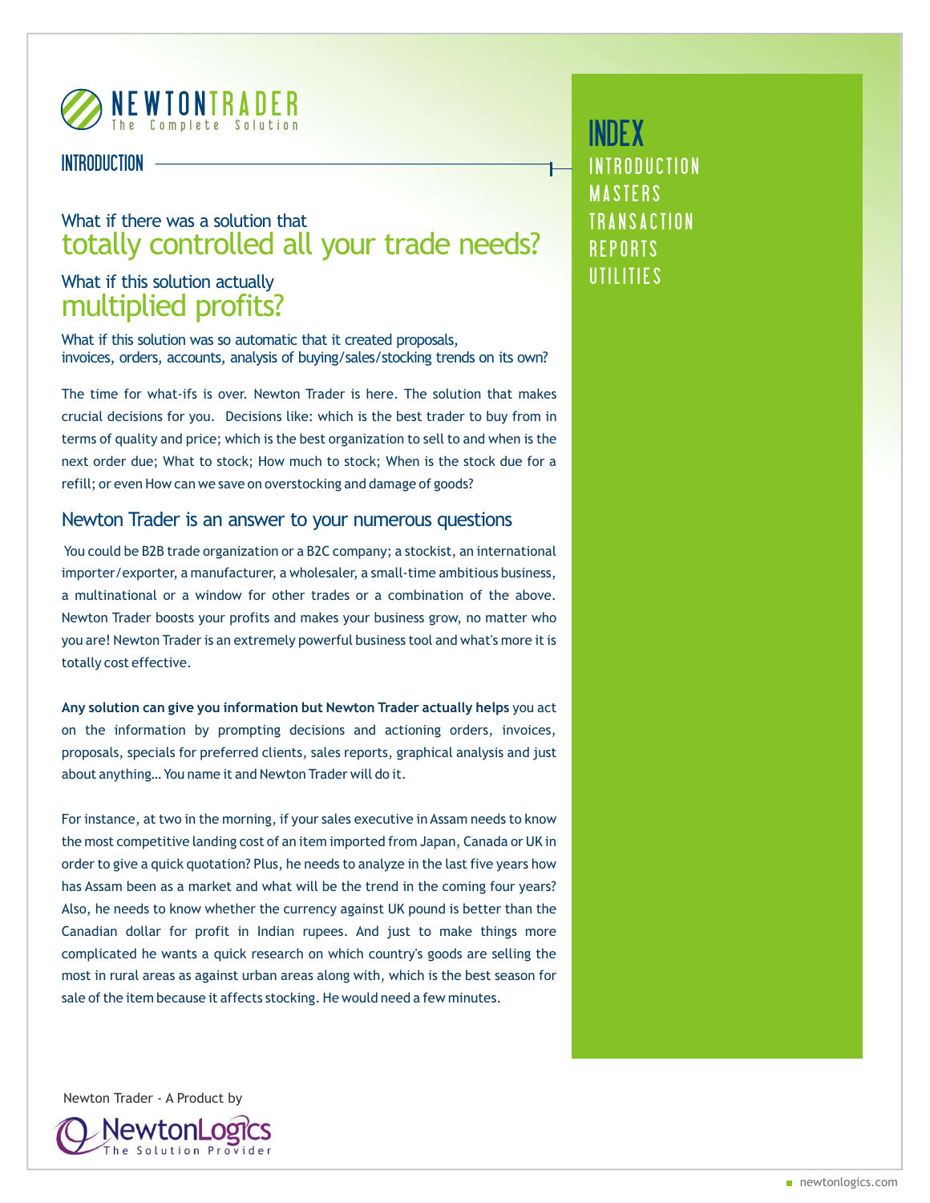NEWTONTRADER
The Complete Solution

## INTRODUCTION

### What if there was a solution that totally controlled all your trade needs?

### What if this solution actually multiplied profits?

What if this solution was so automatic that it created proposals, invoices, orders, accounts, analysis of buying/sales/stocking trends on its own?

The time for what-ifs is over. Newton Trader is here. The solution that makes crucial decisions for you. Decisions like: which is the best trader to buy from in terms of quality and price; which is the best organization to sell to and when is the next order due; What to stock; How much to stock; When is the stock due for a refill; or even How can we save on overstocking and damage of goods?

### Newton Trader is an answer to your numerous questions

You could be B2B trade organization or a B2C company; a stockist, an international importer/exporter, a manufacturer, a wholesaler, a small-time ambitious business, a multinational or a window for other trades or a combination of the above. Newton Trader boosts your profits and makes your business grow, no matter who you are! Newton Trader is an extremely powerful business tool and what's more it is totally cost effective.

**Any solution can give you information but Newton Trader actually helps** you act on the information by prompting decisions and actioning orders, invoices, proposals, specials for preferred clients, sales reports, graphical analysis and just about anything... You name it and Newton Trader will do it.

For instance, at two in the morning, if your sales executive in Assam needs to know the most competitive landing cost of an item imported from Japan, Canada or UK in order to give a quick quotation? Plus, he needs to analyze in the last five years how has Assam been as a market and what will be the trend in the coming four years? Also, he needs to know whether the currency against UK pound is better than the Canadian dollar for profit in Indian rupees. And just to make things more complicated he wants a quick research on which country's goods are selling the most in rural areas as against urban areas along with, which is the best season for sale of the item because it affects stocking. He would need a few minutes.

## INDEX

- INTRODUCTION
- MASTERS
- TRANSACTION
- REPORTS
- UTILITIES

Newton Trader - A Product by
NewtonLogics
The Solution Provider

newtonlogics.com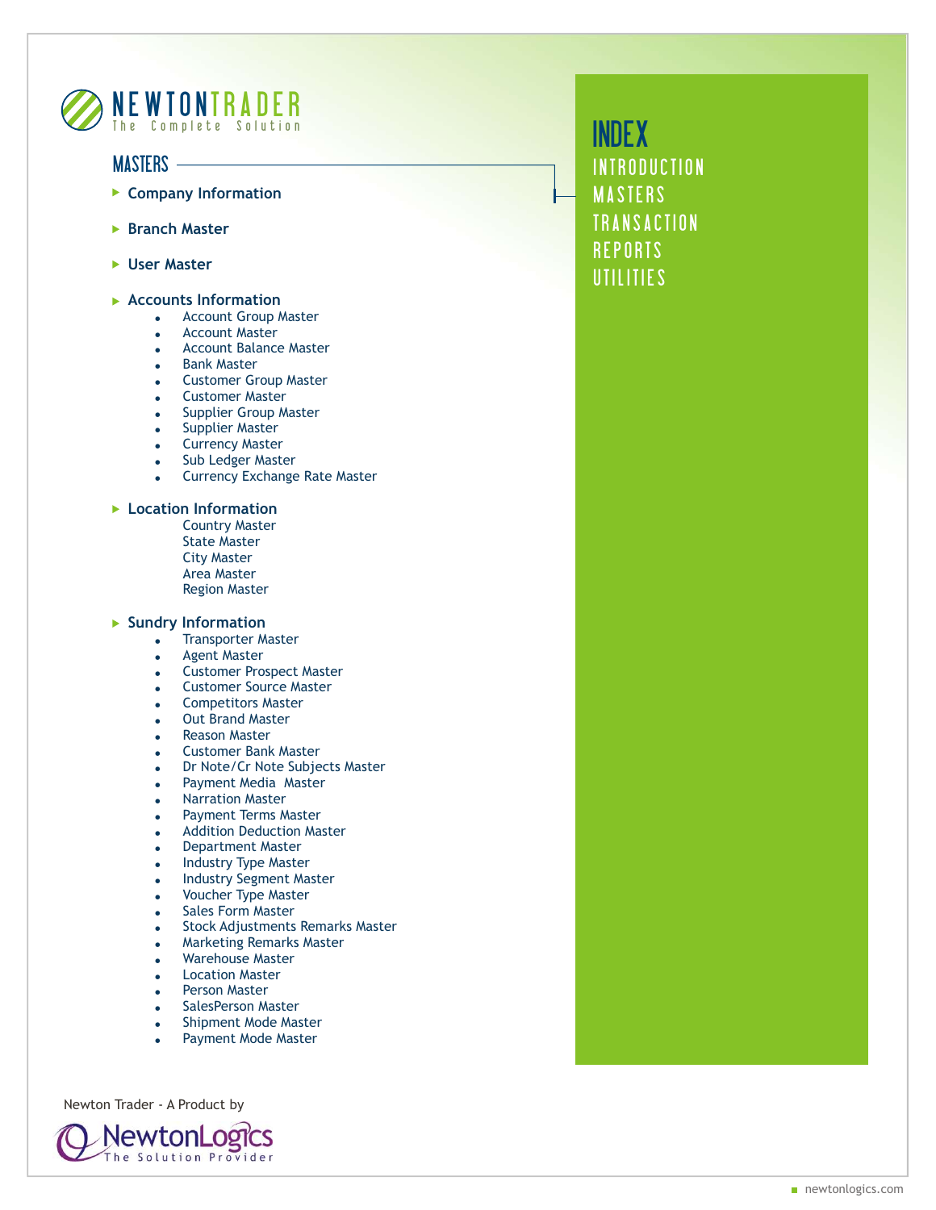NEWTONTRADER
The Complete Solution

## MASTERS

- **Company Information**
- **Branch Master**
- **User Master**
- **Accounts Information**
  - Account Group Master
  - Account Master
  - Account Balance Master
  - Bank Master
  - Customer Group Master
  - Customer Master
  - Supplier Group Master
  - Supplier Master
  - Currency Master
  - Sub Ledger Master
  - Currency Exchange Rate Master
- **Location Information**
  - Country Master
  - State Master
  - City Master
  - Area Master
  - Region Master
- **Sundry Information**
  - Transporter Master
  - Agent Master
  - Customer Prospect Master
  - Customer Source Master
  - Competitors Master
  - Out Brand Master
  - Reason Master
  - Customer Bank Master
  - Dr Note/Cr Note Subjects Master
  - Payment Media Master
  - Narration Master
  - Payment Terms Master
  - Addition Deduction Master
  - Department Master
  - Industry Type Master
  - Industry Segment Master
  - Voucher Type Master
  - Sales Form Master
  - Stock Adjustments Remarks Master
  - Marketing Remarks Master
  - Warehouse Master
  - Location Master
  - Person Master
  - SalesPerson Master
  - Shipment Mode Master
  - Payment Mode Master

## INDEX

INTRODUCTION
MASTERS
TRANSACTION
REPORTS
UTILITIES

Newton Trader - A Product by
NewtonLogics
The Solution Provider

newtonlogics.com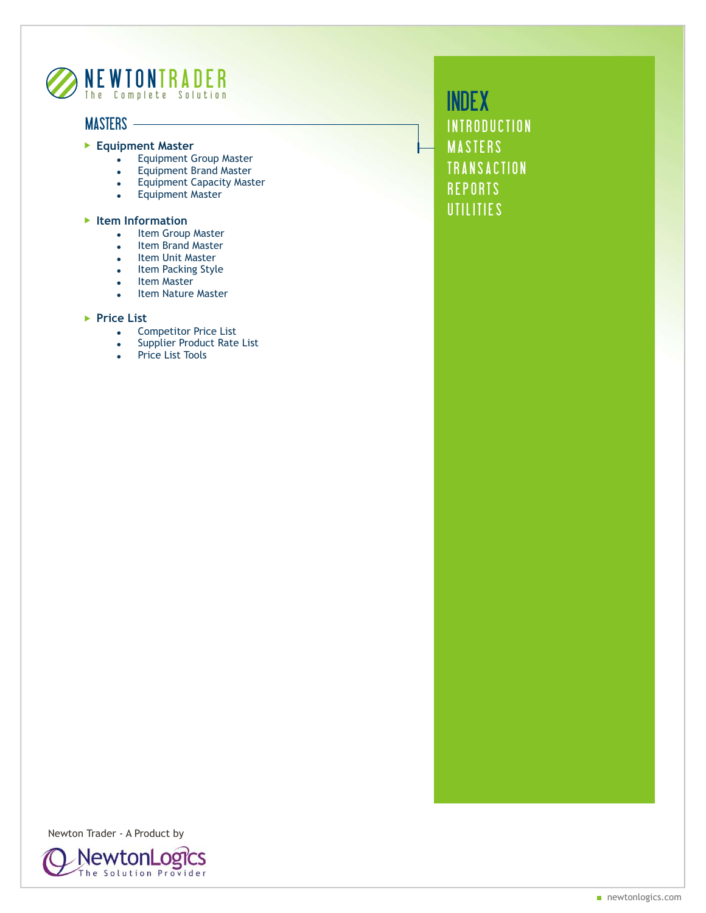# NEWTONTRADER
The Complete Solution

## MASTERS

- **Equipment Master**
  - Equipment Group Master
  - Equipment Brand Master
  - Equipment Capacity Master
  - Equipment Master

- **Item Information**
  - Item Group Master
  - Item Brand Master
  - Item Unit Master
  - Item Packing Style
  - Item Master
  - Item Nature Master

- **Price List**
  - Competitor Price List
  - Supplier Product Rate List
  - Price List Tools

## INDEX

INTRODUCTION
MASTERS
TRANSACTION
REPORTS
UTILITIES

Newton Trader - A Product by

NewtonLogics
The Solution Provider

newtonlogics.com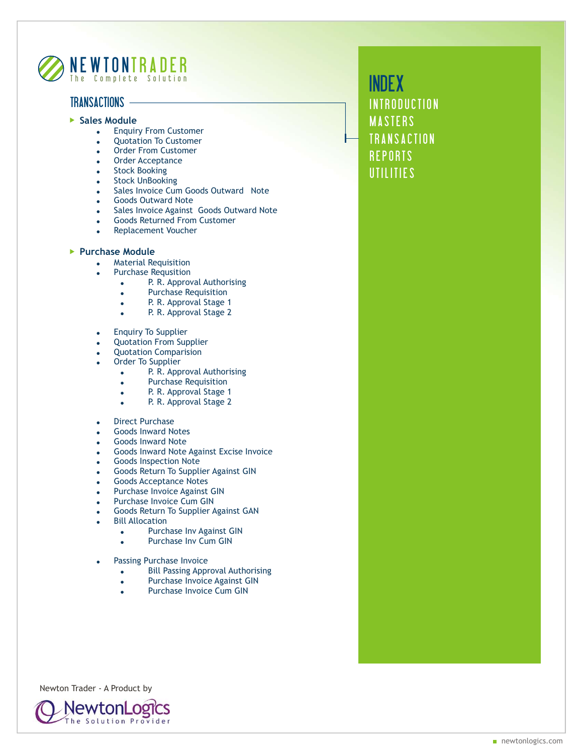NEWTONTRADER
The Complete Solution

## TRANSACTIONS

### Sales Module

- Enquiry From Customer
- Quotation To Customer
- Order From Customer
- Order Acceptance
- Stock Booking
- Stock UnBooking
- Sales Invoice Cum Goods Outward Note
- Goods Outward Note
- Sales Invoice Against Goods Outward Note
- Goods Returned From Customer
- Replacement Voucher

### Purchase Module

- Material Requisition
- Purchase Requsition
  - P. R. Approval Authorising
  - Purchase Requisition
  - P. R. Approval Stage 1
  - P. R. Approval Stage 2
- Enquiry To Supplier
- Quotation From Supplier
- Quotation Comparision
- Order To Supplier
  - P. R. Approval Authorising
  - Purchase Requisition
  - P. R. Approval Stage 1
  - P. R. Approval Stage 2
- Direct Purchase
- Goods Inward Notes
- Goods Inward Note
- Goods Inward Note Against Excise Invoice
- Goods Inspection Note
- Goods Return To Supplier Against GIN
- Goods Acceptance Notes
- Purchase Invoice Against GIN
- Purchase Invoice Cum GIN
- Goods Return To Supplier Against GAN
- Bill Allocation
  - Purchase Inv Against GIN
  - Purchase Inv Cum GIN
- Passing Purchase Invoice
  - Bill Passing Approval Authorising
  - Purchase Invoice Against GIN
  - Purchase Invoice Cum GIN

## INDEX

- INTRODUCTION
- MASTERS
- TRANSACTION
- REPORTS
- UTILITIES

Newton Trader - A Product by

NewtonLogics
The Solution Provider

newtonlogics.com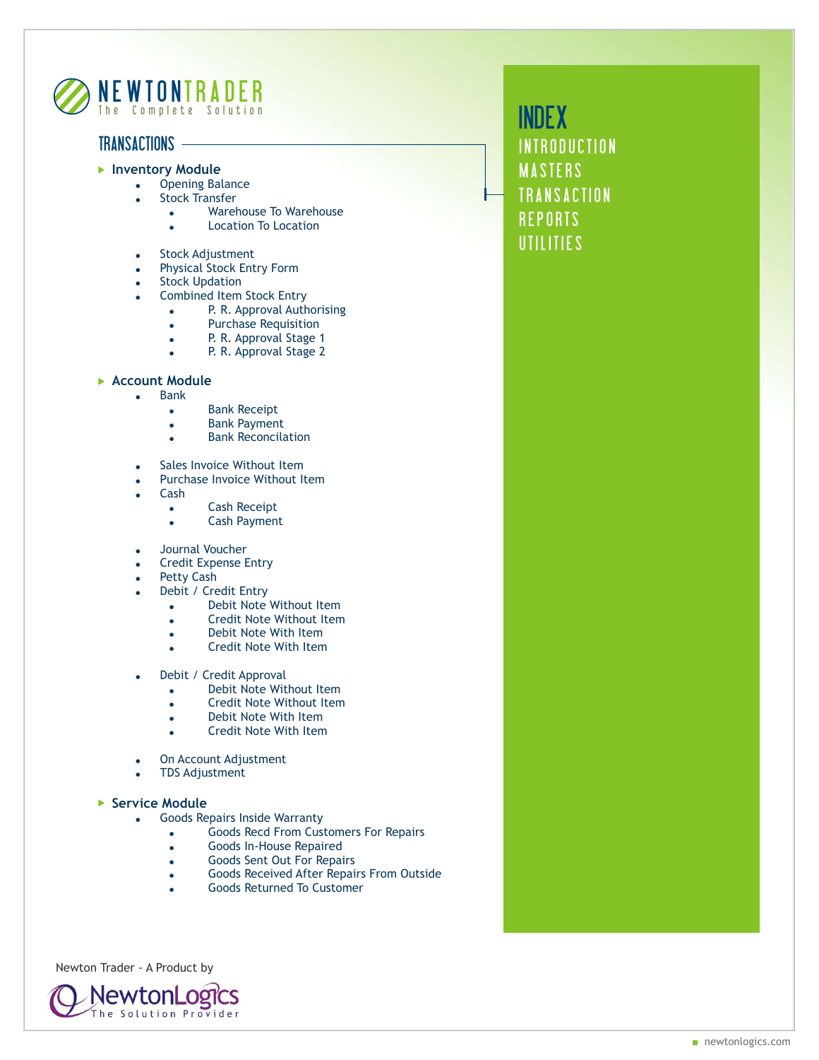NEWTONTRADER
The Complete Solution

## TRANSACTIONS

### Inventory Module

- Opening Balance
- Stock Transfer
  - Warehouse To Warehouse
  - Location To Location
- Stock Adjustment
- Physical Stock Entry Form
- Stock Updation
- Combined Item Stock Entry
  - P. R. Approval Authorising
  - Purchase Requisition
  - P. R. Approval Stage 1
  - P. R. Approval Stage 2

### Account Module

- Bank
  - Bank Receipt
  - Bank Payment
  - Bank Reconcilation
- Sales Invoice Without Item
- Purchase Invoice Without Item
- Cash
  - Cash Receipt
  - Cash Payment
- Journal Voucher
- Credit Expense Entry
- Petty Cash
- Debit / Credit Entry
  - Debit Note Without Item
  - Credit Note Without Item
  - Debit Note With Item
  - Credit Note With Item
- Debit / Credit Approval
  - Debit Note Without Item
  - Credit Note Without Item
  - Debit Note With Item
  - Credit Note With Item
- On Account Adjustment
- TDS Adjustment

### Service Module

- Goods Repairs Inside Warranty
  - Goods Recd From Customers For Repairs
  - Goods In-House Repaired
  - Goods Sent Out For Repairs
  - Goods Received After Repairs From Outside
  - Goods Returned To Customer

## INDEX

INTRODUCTION
MASTERS
TRANSACTION
REPORTS
UTILITIES

Newton Trader - A Product by

NewtonLogics
The Solution Provider

newtonlogics.com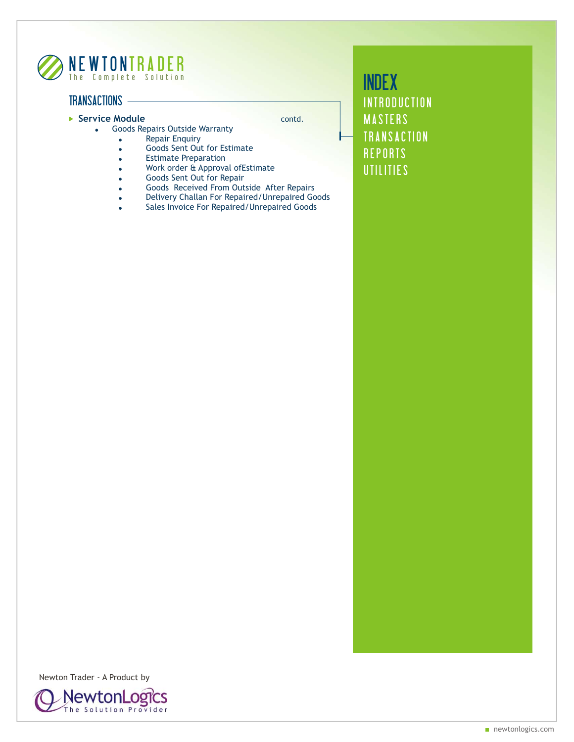# NEWTONTRADER
The Complete Solution

## TRANSACTIONS

- **Service Module** contd.
  - Goods Repairs Outside Warranty
    - Repair Enquiry
    - Goods Sent Out for Estimate
    - Estimate Preparation
    - Work order & Approval ofEstimate
    - Goods Sent Out for Repair
    - Goods Received From Outside After Repairs
    - Delivery Challan For Repaired/Unrepaired Goods
    - Sales Invoice For Repaired/Unrepaired Goods

## INDEX

INTRODUCTION
MASTERS
TRANSACTION
REPORTS
UTILITIES

Newton Trader - A Product by

NewtonLogics
The Solution Provider

newtonlogics.com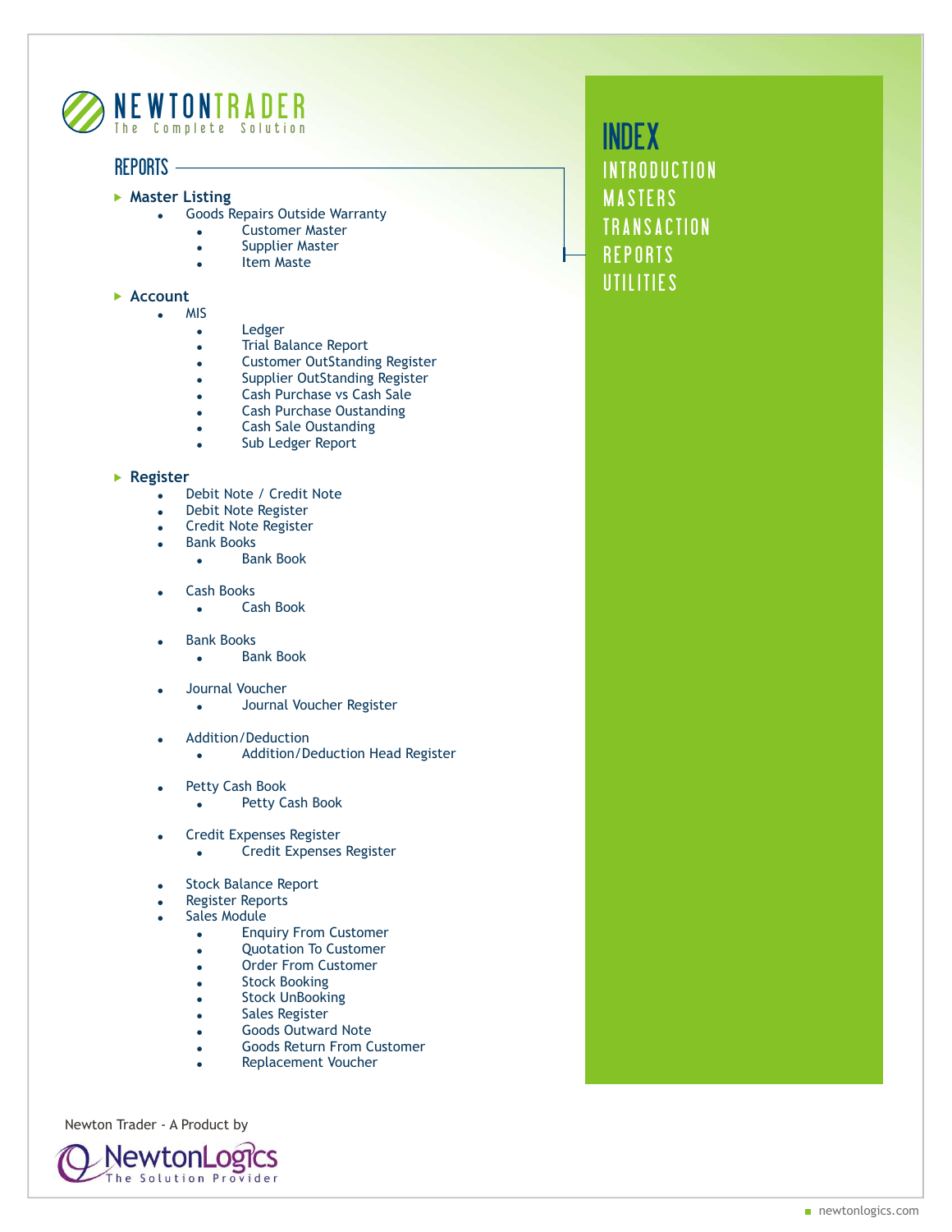# NEWTONTRADER
The Complete Solution

## REPORTS

### Master Listing

- Goods Repairs Outside Warranty
  - Customer Master
  - Supplier Master
  - Item Maste

### Account

- MIS
  - Ledger
  - Trial Balance Report
  - Customer OutStanding Register
  - Supplier OutStanding Register
  - Cash Purchase vs Cash Sale
  - Cash Purchase Oustanding
  - Cash Sale Oustanding
  - Sub Ledger Report

### Register

- Debit Note / Credit Note
- Debit Note Register
- Credit Note Register
- Bank Books
  - Bank Book
- Cash Books
  - Cash Book
- Bank Books
  - Bank Book
- Journal Voucher
  - Journal Voucher Register
- Addition/Deduction
  - Addition/Deduction Head Register
- Petty Cash Book
  - Petty Cash Book
- Credit Expenses Register
  - Credit Expenses Register
- Stock Balance Report
- Register Reports
- Sales Module
  - Enquiry From Customer
  - Quotation To Customer
  - Order From Customer
  - Stock Booking
  - Stock UnBooking
  - Sales Register
  - Goods Outward Note
  - Goods Return From Customer
  - Replacement Voucher

## INDEX

INTRODUCTION
MASTERS
TRANSACTION
REPORTS
UTILITIES

Newton Trader - A Product by

NewtonLogics
The Solution Provider

newtonlogics.com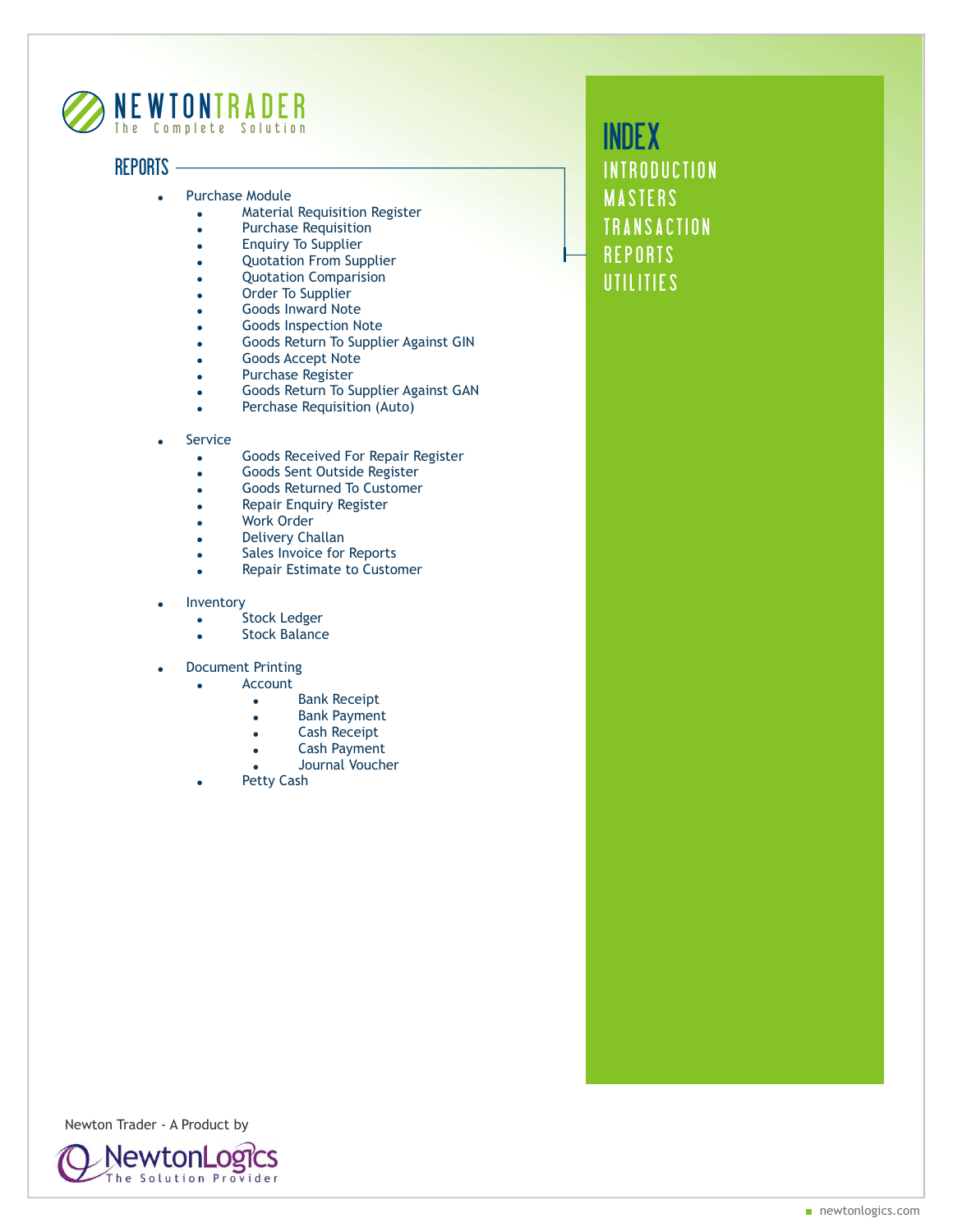# NEWTONTRADER
The Complete Solution

## REPORTS

- Purchase Module
  - Material Requisition Register
  - Purchase Requisition
  - Enquiry To Supplier
  - Quotation From Supplier
  - Quotation Comparision
  - Order To Supplier
  - Goods Inward Note
  - Goods Inspection Note
  - Goods Return To Supplier Against GIN
  - Goods Accept Note
  - Purchase Register
  - Goods Return To Supplier Against GAN
  - Perchase Requisition (Auto)

- Service
  - Goods Received For Repair Register
  - Goods Sent Outside Register
  - Goods Returned To Customer
  - Repair Enquiry Register
  - Work Order
  - Delivery Challan
  - Sales Invoice for Reports
  - Repair Estimate to Customer

- Inventory
  - Stock Ledger
  - Stock Balance

- Document Printing
  - Account
    - Bank Receipt
    - Bank Payment
    - Cash Receipt
    - Cash Payment
    - Journal Voucher
  - Petty Cash

## INDEX

INTRODUCTION
MASTERS
TRANSACTION
REPORTS
UTILITIES

Newton Trader - A Product by
NewtonLogics
The Solution Provider

newtonlogics.com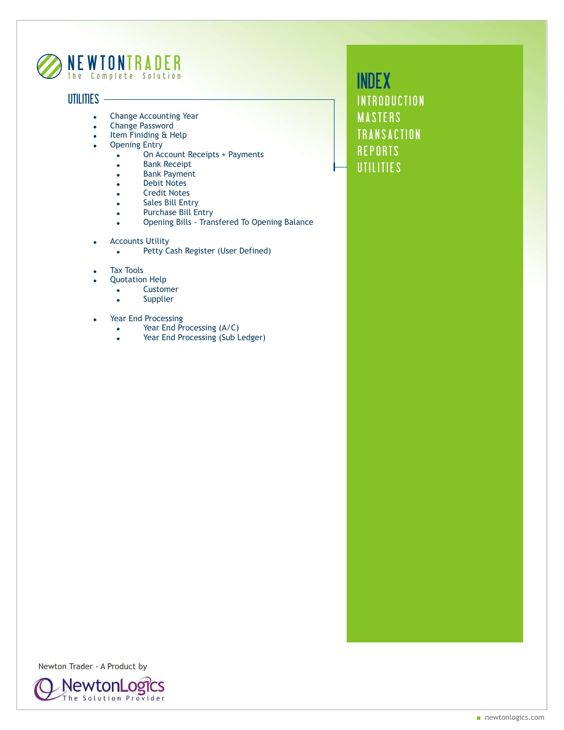NEWTONTRADER
The Complete Solution

## UTILITIES

- Change Accounting Year
- Change Password
- Item Finiding & Help
- Opening Entry
  - On Account Receipts + Payments
  - Bank Receipt
  - Bank Payment
  - Debit Notes
  - Credit Notes
  - Sales Bill Entry
  - Purchase Bill Entry
  - Opening Bills - Transfered To Opening Balance
- Accounts Utility
  - Petty Cash Register (User Defined)
- Tax Tools
- Quotation Help
  - Customer
  - Supplier
- Year End Processing
  - Year End Processing (A/C)
  - Year End Processing (Sub Ledger)

## INDEX

INTRODUCTION
MASTERS
TRANSACTION
REPORTS
UTILITIES

Newton Trader - A Product by

NewtonLogics
The Solution Provider

newtonlogics.com